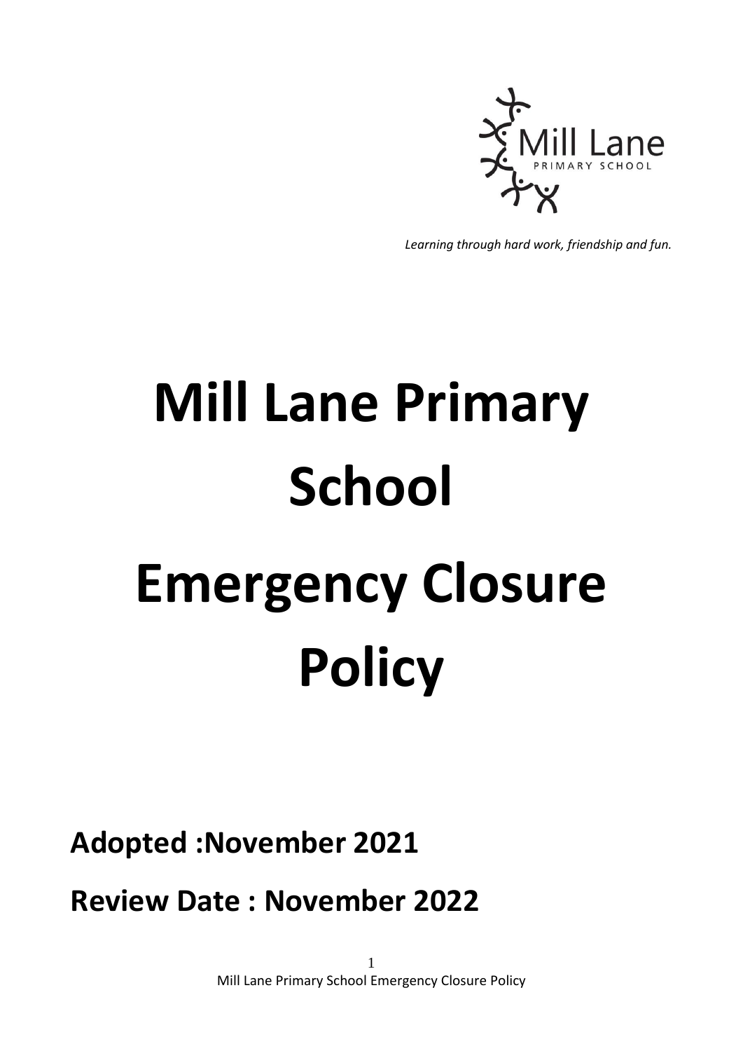Mill Lane PRIMARY SCHOOL

*Learning through hard work, friendship and fun.*

# Mill Lane Primary School

# Emergency Closure Policy

**Adopted :November 2021**

**Review Date : November 2022**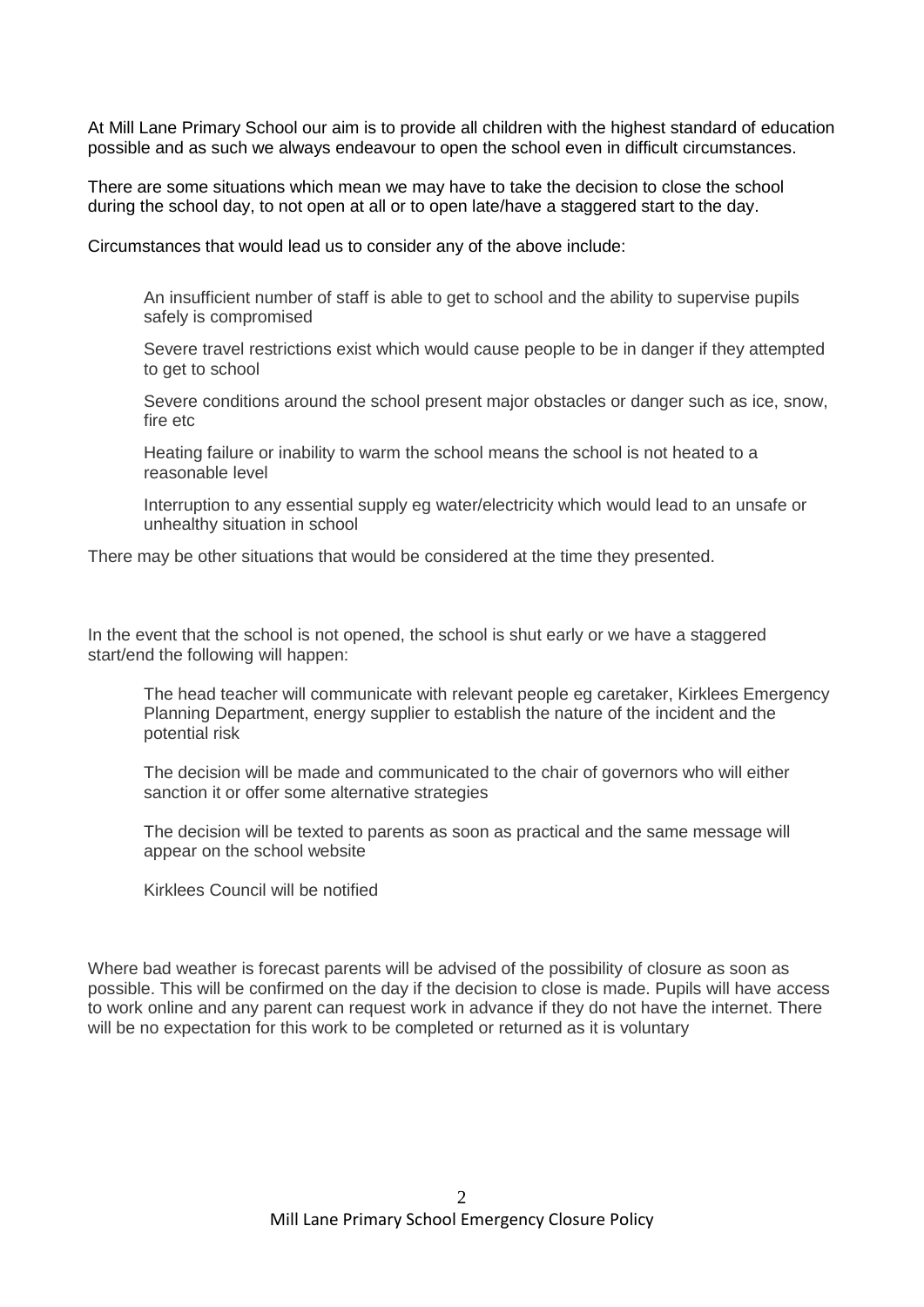At Mill Lane Primary School our aim is to provide all children with the highest standard of education possible and as such we always endeavour to open the school even in difficult circumstances.

There are some situations which mean we may have to take the decision to close the school during the school day, to not open at all or to open late/have a staggered start to the day.

Circumstances that would lead us to consider any of the above include:

- An insufficient number of staff is able to get to school and the ability to supervise pupils safely is compromised
- Severe travel restrictions exist which would cause people to be in danger if they attempted to get to school
- Severe conditions around the school present major obstacles or danger such as ice, snow, fire etc
- Heating failure or inability to warm the school means the school is not heated to a reasonable level
- Interruption to any essential supply eg water/electricity which would lead to an unsafe or unhealthy situation in school

There may be other situations that would be considered at the time they presented.

In the event that the school is not opened, the school is shut early or we have a staggered start/end the following will happen:

- The head teacher will communicate with relevant people eg caretaker, Kirklees Emergency Planning Department, energy supplier to establish the nature of the incident and the potential risk
- The decision will be made and communicated to the chair of governors who will either sanction it or offer some alternative strategies
- The decision will be texted to parents as soon as practical and the same message will appear on the school website
- Kirklees Council will be notified

Where bad weather is forecast parents will be advised of the possibility of closure as soon as possible. This will be confirmed on the day if the decision to close is made. Pupils will have access to work online and any parent can request work in advance if they do not have the internet. There will be no expectation for this work to be completed or returned as it is voluntary